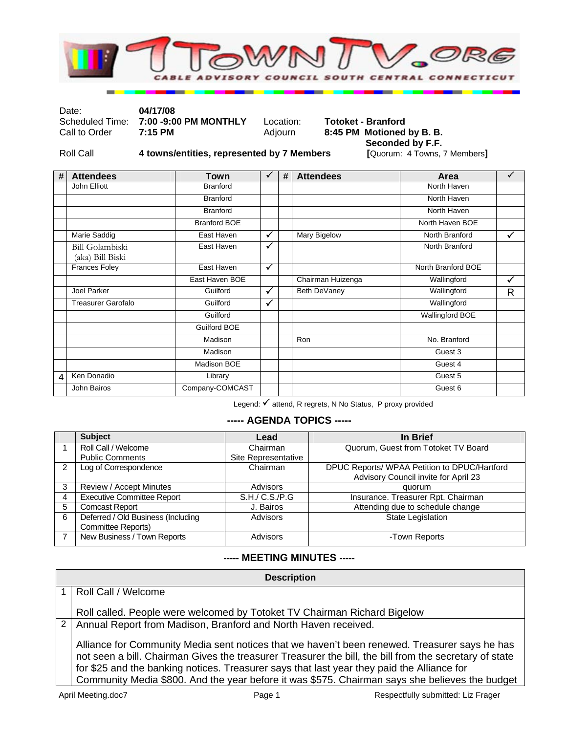# 1TownTV.org

CABLE ADVISORY COUNCIL SOUTH CENTRAL CONNECTICUT

| | | | |
|---|---|---|---|
| Date: | **04/17/08** | | |
| Scheduled Time: | **7:00 -9:00 PM MONTHLY** | Location: | **Totoket - Branford** |
| Call to Order | **7:15 PM** | Adjourn | **8:45 PM Motioned by B. B. Seconded by F.F.** |
| Roll Call | **4 towns/entities, represented by 7 Members** | | **[**Quorum: 4 Towns, 7 Members**]** |

| # | Attendees | Town | ✓ | # | Attendees | Area | ✓ |
|---|---|---|---|---|---|---|---|
| | John Elliott | Branford | | | | North Haven | |
| | | Branford | | | | North Haven | |
| | | Branford | | | | North Haven | |
| | | Branford BOE | | | | North Haven BOE | |
| | Marie Saddig | East Haven | ✓ | | Mary Bigelow | North Branford | ✓ |
| | Bill Golambiski (aka) Bill Biski | East Haven | ✓ | | | North Branford | |
| | Frances Foley | East Haven | ✓ | | | North Branford BOE | |
| | | East Haven BOE | | | Chairman Huizenga | Wallingford | ✓ |
| | Joel Parker | Guilford | ✓ | | Beth DeVaney | Wallingford | R |
| | Treasurer Garofalo | Guilford | ✓ | | | Wallingford | |
| | | Guilford | | | | Wallingford BOE | |
| | | Guilford BOE | | | | | |
| | | Madison | | | Ron | No. Branford | |
| | | Madison | | | | Guest 3 | |
| | | Madison BOE | | | | Guest 4 | |
| 4 | Ken Donadio | Library | | | | Guest 5 | |
| | John Bairos | Company-COMCAST | | | | Guest 6 | |

Legend: ✓ attend, R regrets, N No Status, P proxy provided

## ----- AGENDA TOPICS -----

| | Subject | Lead | In Brief |
|---|---|---|---|
| 1 | Roll Call / Welcome<br>Public Comments | Chairman<br>Site Representative | Quorum, Guest from Totoket TV Board |
| 2 | Log of Correspondence | Chairman | DPUC Reports/ WPAA Petition to DPUC/Hartford Advisory Council invite for April 23 |
| 3 | Review / Accept Minutes | Advisors | quorum |
| 4 | Executive Committee Report | S.H./ C.S./P.G | Insurance. Treasurer Rpt. Chairman |
| 5 | Comcast Report | J. Bairos | Attending due to schedule change |
| 6 | Deferred / Old Business (Including Committee Reports) | Advisors | State Legislation |
| 7 | New Business / Town Reports | Advisors | -Town Reports |

## ----- MEETING MINUTES -----

| | Description |
|---|---|
| 1 | Roll Call / Welcome<br><br>Roll called. People were welcomed by Totoket TV Chairman Richard Bigelow |
| 2 | Annual Report from Madison, Branford and North Haven received.<br><br>Alliance for Community Media sent notices that we haven't been renewed. Treasurer says he has not seen a bill. Chairman Gives the treasurer Treasurer the bill, the bill from the secretary of state for $25 and the banking notices. Treasurer says that last year they paid the Alliance for Community Media $800. And the year before it was $575. Chairman says she believes the budget |

April Meeting.doc7 Respectfully submitted: Liz Frager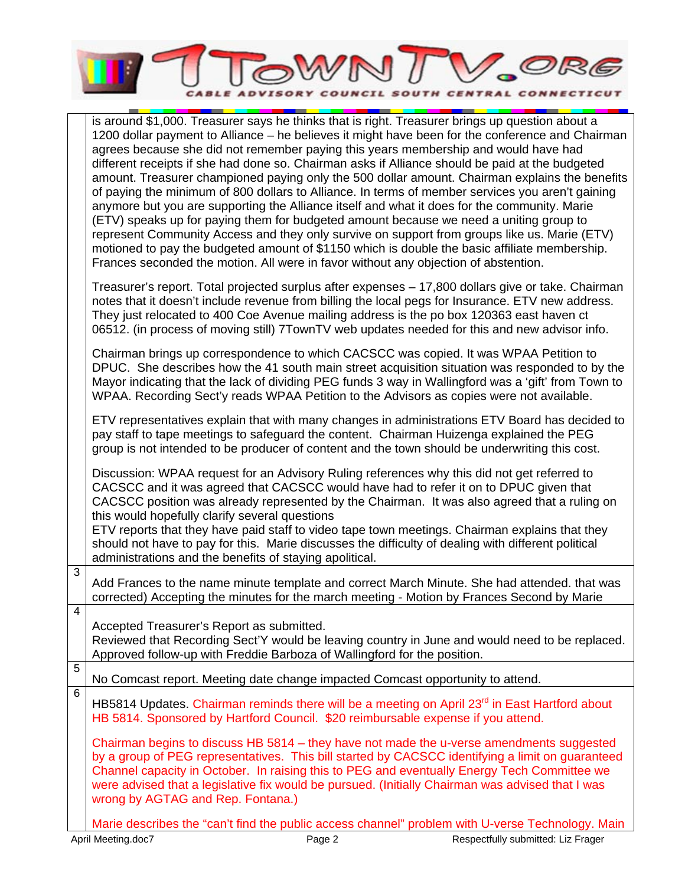| | |
|---|---|
| | is around $1,000. Treasurer says he thinks that is right. Treasurer brings up question about a 1200 dollar payment to Alliance – he believes it might have been for the conference and Chairman agrees because she did not remember paying this years membership and would have had different receipts if she had done so. Chairman asks if Alliance should be paid at the budgeted amount. Treasurer championed paying only the 500 dollar amount. Chairman explains the benefits of paying the minimum of 800 dollars to Alliance. In terms of member services you aren't gaining anymore but you are supporting the Alliance itself and what it does for the community. Marie (ETV) speaks up for paying them for budgeted amount because we need a uniting group to represent Community Access and they only survive on support from groups like us. Marie (ETV) motioned to pay the budgeted amount of $1150 which is double the basic affiliate membership. Frances seconded the motion. All were in favor without any objection of abstention.<br><br>Treasurer's report. Total projected surplus after expenses – 17,800 dollars give or take. Chairman notes that it doesn't include revenue from billing the local pegs for Insurance. ETV new address. They just relocated to 400 Coe Avenue mailing address is the po box 120363 east haven ct 06512. (in process of moving still) 7TownTV web updates needed for this and new advisor info.<br><br>Chairman brings up correspondence to which CACSCC was copied. It was WPAA Petition to DPUC. She describes how the 41 south main street acquisition situation was responded to by the Mayor indicating that the lack of dividing PEG funds 3 way in Wallingford was a 'gift' from Town to WPAA. Recording Sect'y reads WPAA Petition to the Advisors as copies were not available.<br><br>ETV representatives explain that with many changes in administrations ETV Board has decided to pay staff to tape meetings to safeguard the content. Chairman Huizenga explained the PEG group is not intended to be producer of content and the town should be underwriting this cost.<br><br>Discussion: WPAA request for an Advisory Ruling references why this did not get referred to CACSCC and it was agreed that CACSCC would have had to refer it on to DPUC given that CACSCC position was already represented by the Chairman. It was also agreed that a ruling on this would hopefully clarify several questions<br>ETV reports that they have paid staff to video tape town meetings. Chairman explains that they should not have to pay for this. Marie discusses the difficulty of dealing with different political administrations and the benefits of staying apolitical. |
| 3 | Add Frances to the name minute template and correct March Minute. She had attended. that was corrected) Accepting the minutes for the march meeting - Motion by Frances Second by Marie |
| 4 | Accepted Treasurer's Report as submitted.<br>Reviewed that Recording Sect'Y would be leaving country in June and would need to be replaced. Approved follow-up with Freddie Barboza of Wallingford for the position. |
| 5 | No Comcast report. Meeting date change impacted Comcast opportunity to attend. |
| 6 | HB5814 Updates. Chairman reminds there will be a meeting on April 23rd in East Hartford about HB 5814. Sponsored by Hartford Council. $20 reimbursable expense if you attend.<br><br>Chairman begins to discuss HB 5814 – they have not made the u-verse amendments suggested by a group of PEG representatives. This bill started by CACSCC identifying a limit on guaranteed Channel capacity in October. In raising this to PEG and eventually Energy Tech Committee we were advised that a legislative fix would be pursued. (Initially Chairman was advised that I was wrong by AGTAG and Rep. Fontana.)<br><br>Marie describes the "can't find the public access channel" problem with U-verse Technology. Main |

April Meeting.doc7 Respectfully submitted: Liz Frager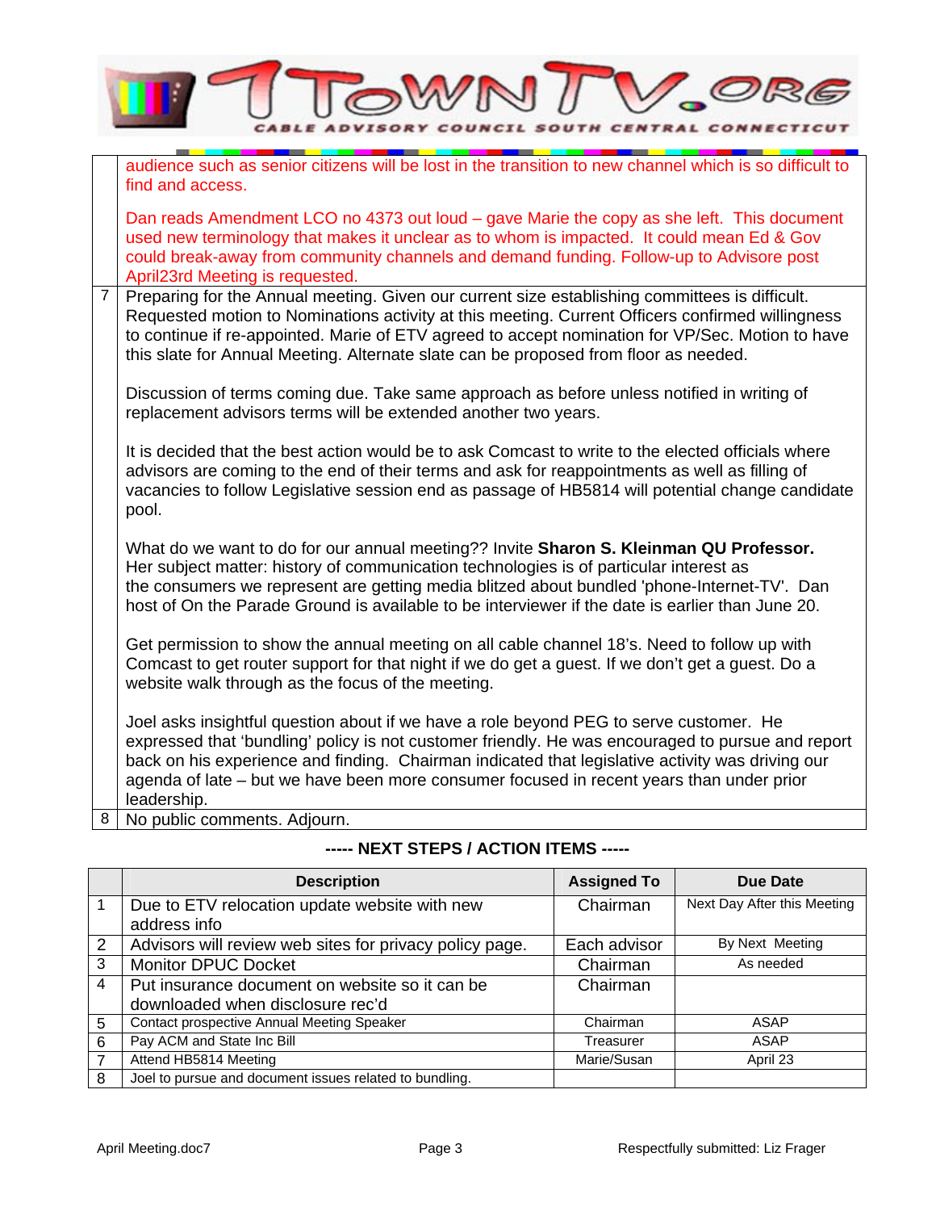| | |
|---|---|
| | audience such as senior citizens will be lost in the transition to new channel which is so difficult to find and access.<br><br>Dan reads Amendment LCO no 4373 out loud – gave Marie the copy as she left. This document used new terminology that makes it unclear as to whom is impacted. It could mean Ed & Gov could break-away from community channels and demand funding. Follow-up to Advisore post April23rd Meeting is requested. |
| 7 | Preparing for the Annual meeting. Given our current size establishing committees is difficult. Requested motion to Nominations activity at this meeting. Current Officers confirmed willingness to continue if re-appointed. Marie of ETV agreed to accept nomination for VP/Sec. Motion to have this slate for Annual Meeting. Alternate slate can be proposed from floor as needed.<br><br>Discussion of terms coming due. Take same approach as before unless notified in writing of replacement advisors terms will be extended another two years.<br><br>It is decided that the best action would be to ask Comcast to write to the elected officials where advisors are coming to the end of their terms and ask for reappointments as well as filling of vacancies to follow Legislative session end as passage of HB5814 will potential change candidate pool.<br><br>What do we want to do for our annual meeting?? Invite **Sharon S. Kleinman QU Professor.** Her subject matter: history of communication technologies is of particular interest as the consumers we represent are getting media blitzed about bundled 'phone-Internet-TV'. Dan host of On the Parade Ground is available to be interviewer if the date is earlier than June 20.<br><br>Get permission to show the annual meeting on all cable channel 18's. Need to follow up with Comcast to get router support for that night if we do get a guest. If we don't get a guest. Do a website walk through as the focus of the meeting.<br><br>Joel asks insightful question about if we have a role beyond PEG to serve customer. He expressed that 'bundling' policy is not customer friendly. He was encouraged to pursue and report back on his experience and finding. Chairman indicated that legislative activity was driving our agenda of late – but we have been more consumer focused in recent years than under prior leadership. |
| 8 | No public comments. Adjourn. |

**----- NEXT STEPS / ACTION ITEMS -----**

| | Description | Assigned To | Due Date |
|---|---|---|---|
| 1 | Due to ETV relocation update website with new address info | Chairman | Next Day After this Meeting |
| 2 | Advisors will review web sites for privacy policy page. | Each advisor | By Next Meeting |
| 3 | Monitor DPUC Docket | Chairman | As needed |
| 4 | Put insurance document on website so it can be downloaded when disclosure rec'd | Chairman | |
| 5 | Contact prospective Annual Meeting Speaker | Chairman | ASAP |
| 6 | Pay ACM and State Inc Bill | Treasurer | ASAP |
| 7 | Attend HB5814 Meeting | Marie/Susan | April 23 |
| 8 | Joel to pursue and document issues related to bundling. | | |

Respectfully submitted: Liz Frager